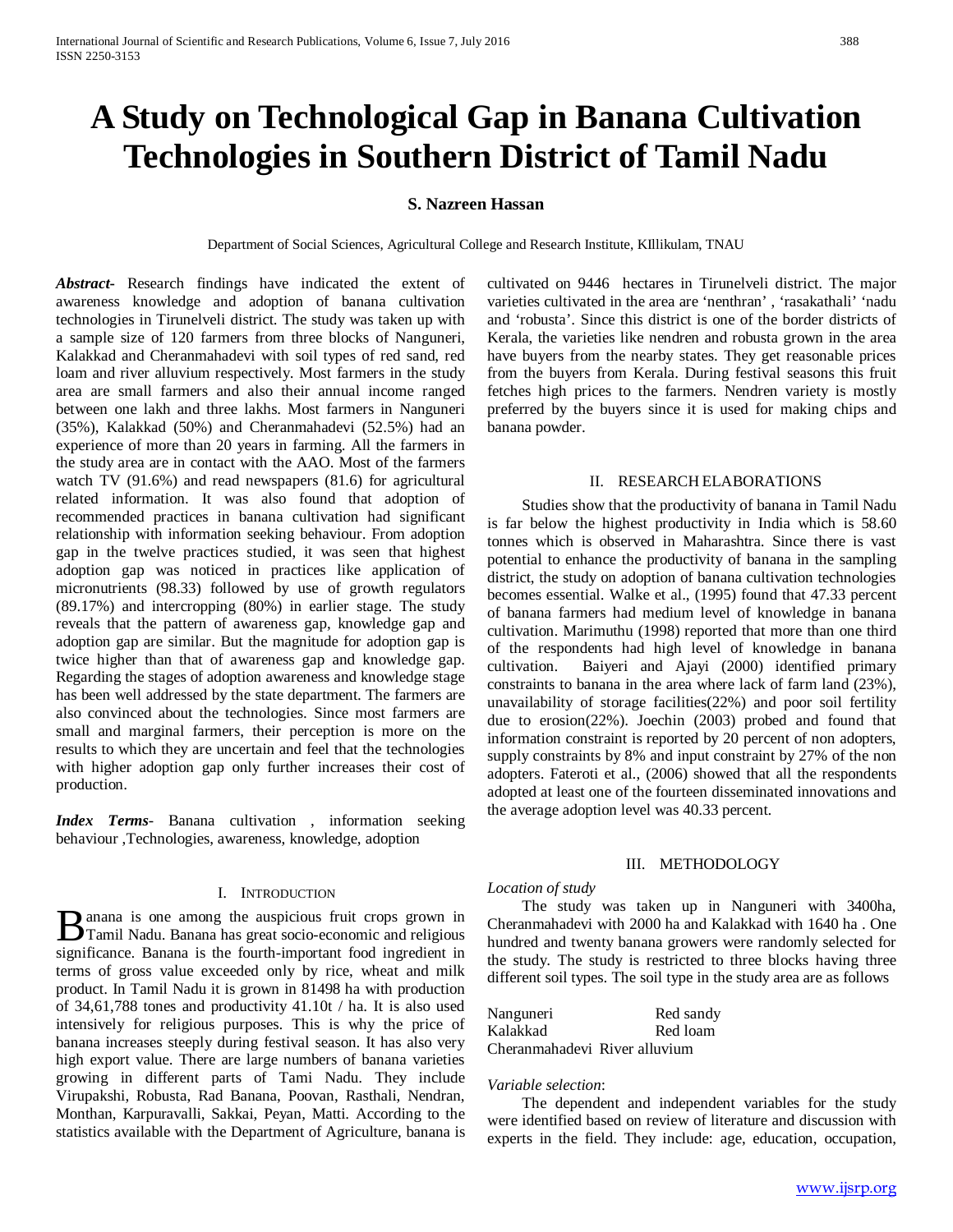# A Study on Technological Gap in Banana Cultivation Technologies in Southern District of Tamil Nadu

**S. Nazreen Hassan**

Department of Social Sciences, Agricultural College and Research Institute, KIllikulam, TNAU

***Abstract-*** Research findings have indicated the extent of awareness knowledge and adoption of banana cultivation technologies in Tirunelveli district. The study was taken up with a sample size of 120 farmers from three blocks of Nanguneri, Kalakkad and Cheranmahadevi with soil types of red sand, red loam and river alluvium respectively. Most farmers in the study area are small farmers and also their annual income ranged between one lakh and three lakhs. Most farmers in Nanguneri (35%), Kalakkad (50%) and Cheranmahadevi (52.5%) had an experience of more than 20 years in farming. All the farmers in the study area are in contact with the AAO. Most of the farmers watch TV (91.6%) and read newspapers (81.6) for agricultural related information. It was also found that adoption of recommended practices in banana cultivation had significant relationship with information seeking behaviour. From adoption gap in the twelve practices studied, it was seen that highest adoption gap was noticed in practices like application of micronutrients (98.33) followed by use of growth regulators (89.17%) and intercropping (80%) in earlier stage. The study reveals that the pattern of awareness gap, knowledge gap and adoption gap are similar. But the magnitude for adoption gap is twice higher than that of awareness gap and knowledge gap. Regarding the stages of adoption awareness and knowledge stage has been well addressed by the state department. The farmers are also convinced about the technologies. Since most farmers are small and marginal farmers, their perception is more on the results to which they are uncertain and feel that the technologies with higher adoption gap only further increases their cost of production.

***Index Terms-*** Banana cultivation , information seeking behaviour ,Technologies, awareness, knowledge, adoption

## I. Introduction

Banana is one among the auspicious fruit crops grown in Tamil Nadu. Banana has great socio-economic and religious significance. Banana is the fourth-important food ingredient in terms of gross value exceeded only by rice, wheat and milk product. In Tamil Nadu it is grown in 81498 ha with production of 34,61,788 tones and productivity 41.10t / ha. It is also used intensively for religious purposes. This is why the price of banana increases steeply during festival season. It has also very high export value. There are large numbers of banana varieties growing in different parts of Tami Nadu. They include Virupakshi, Robusta, Rad Banana, Poovan, Rasthali, Nendran, Monthan, Karpuravalli, Sakkai, Peyan, Matti. According to the statistics available with the Department of Agriculture, banana is cultivated on 9446 hectares in Tirunelveli district. The major varieties cultivated in the area are 'nenthran' , 'rasakathali' 'nadu and 'robusta'. Since this district is one of the border districts of Kerala, the varieties like nendren and robusta grown in the area have buyers from the nearby states. They get reasonable prices from the buyers from Kerala. During festival seasons this fruit fetches high prices to the farmers. Nendren variety is mostly preferred by the buyers since it is used for making chips and banana powder.

## II. Research Elaborations

Studies show that the productivity of banana in Tamil Nadu is far below the highest productivity in India which is 58.60 tonnes which is observed in Maharashtra. Since there is vast potential to enhance the productivity of banana in the sampling district, the study on adoption of banana cultivation technologies becomes essential. Walke et al., (1995) found that 47.33 percent of banana farmers had medium level of knowledge in banana cultivation. Marimuthu (1998) reported that more than one third of the respondents had high level of knowledge in banana cultivation. Baiyeri and Ajayi (2000) identified primary constraints to banana in the area where lack of farm land (23%), unavailability of storage facilities(22%) and poor soil fertility due to erosion(22%). Joechin (2003) probed and found that information constraint is reported by 20 percent of non adopters, supply constraints by 8% and input constraint by 27% of the non adopters. Fateroti et al., (2006) showed that all the respondents adopted at least one of the fourteen disseminated innovations and the average adoption level was 40.33 percent.

## III. Methodology

*Location of study*

The study was taken up in Nanguneri with 3400ha, Cheranmahadevi with 2000 ha and Kalakkad with 1640 ha . One hundred and twenty banana growers were randomly selected for the study. The study is restricted to three blocks having three different soil types. The soil type in the study area are as follows

| | |
|---|---|
| Nanguneri | Red sandy |
| Kalakkad | Red loam |
| Cheranmahadevi | River alluvium |

*Variable selection*:

The dependent and independent variables for the study were identified based on review of literature and discussion with experts in the field. They include: age, education, occupation,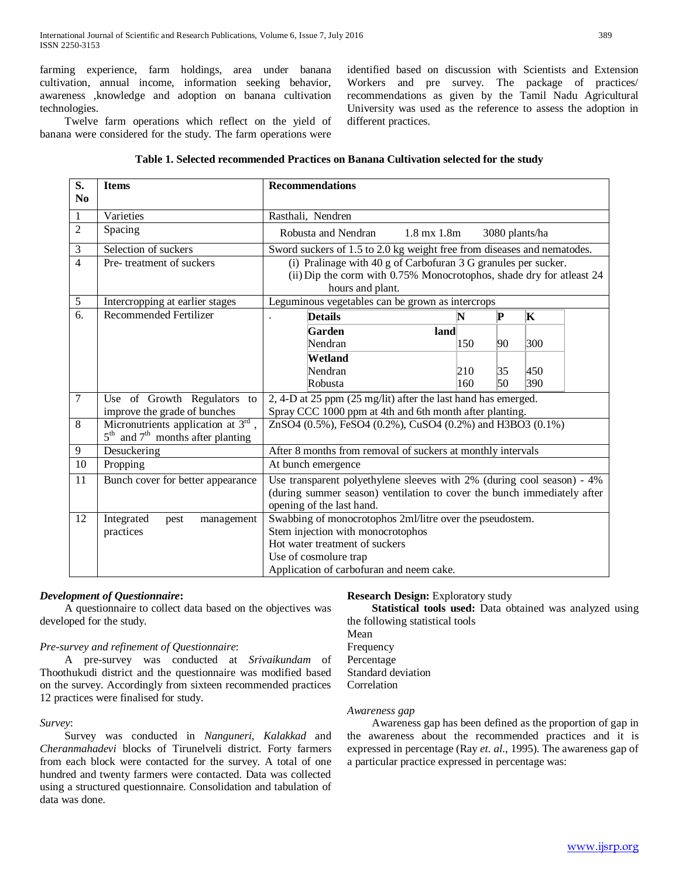farming experience, farm holdings, area under banana cultivation, annual income, information seeking behavior, awareness ,knowledge and adoption on banana cultivation technologies.

Twelve farm operations which reflect on the yield of banana were considered for the study. The farm operations were identified based on discussion with Scientists and Extension Workers and pre survey. The package of practices/ recommendations as given by the Tamil Nadu Agricultural University was used as the reference to assess the adoption in different practices.

**Table 1. Selected recommended Practices on Banana Cultivation selected for the study**

| S. No | Items | Recommendations |
|---|---|---|
| 1 | Varieties | Rasthali, Nendren |
| 2 | Spacing | Robusta and Nendran 1.8 mx 1.8m 3080 plants/ha |
| 3 | Selection of suckers | Sword suckers of 1.5 to 2.0 kg weight free from diseases and nematodes. |
| 4 | Pre- treatment of suckers | (i) Pralinage with 40 g of Carbofuran 3 G granules per sucker.<br>(ii) Dip the corm with 0.75% Monocrotophos, shade dry for atleast 24 hours and plant. |
| 5 | Intercropping at earlier stages | Leguminous vegetables can be grown as intercrops |
| 6. | Recommended Fertilizer | **Details** – N / P / K<br>**Garden land** Nendran – 150 / 90 / 300<br>**Wetland** Nendran – 210 / 35 / 450<br>Robusta – 160 / 50 / 390 |
| 7 | Use of Growth Regulators to improve the grade of bunches | 2, 4-D at 25 ppm (25 mg/lit) after the last hand has emerged.<br>Spray CCC 1000 ppm at 4th and 6th month after planting. |
| 8 | Micronutrients application at 3rd, 5th and 7th months after planting | $ZnSO_4$ (0.5%), $FeSO_4$ (0.2%), $CuSO_4$ (0.2%) and $H_3BO_3$ (0.1%) |
| 9 | Desuckering | After 8 months from removal of suckers at monthly intervals |
| 10 | Propping | At bunch emergence |
| 11 | Bunch cover for better appearance | Use transparent polyethylene sleeves with 2% (during cool season) - 4% (during summer season) ventilation to cover the bunch immediately after opening of the last hand. |
| 12 | Integrated pest management practices | Swabbing of monocrotophos 2ml/litre over the pseudostem.<br>Stem injection with monocrotophos<br>Hot water treatment of suckers<br>Use of cosmolure trap<br>Application of carbofuran and neem cake. |

***Development of Questionnaire*:**

A questionnaire to collect data based on the objectives was developed for the study.

*Pre-survey and refinement of Questionnaire*:

A pre-survey was conducted at *Srivaikundam* of Thoothukudi district and the questionnaire was modified based on the survey. Accordingly from sixteen recommended practices 12 practices were finalised for study.

*Survey*:

Survey was conducted in *Nanguneri, Kalakkad* and *Cheranmahadevi* blocks of Tirunelveli district. Forty farmers from each block were contacted for the survey. A total of one hundred and twenty farmers were contacted. Data was collected using a structured questionnaire. Consolidation and tabulation of data was done.

**Research Design:** Exploratory study

**Statistical tools used:** Data obtained was analyzed using the following statistical tools

Mean
Frequency
Percentage
Standard deviation
Correlation

*Awareness gap*

Awareness gap has been defined as the proportion of gap in the awareness about the recommended practices and it is expressed in percentage (Ray *et. al*., 1995). The awareness gap of a particular practice expressed in percentage was: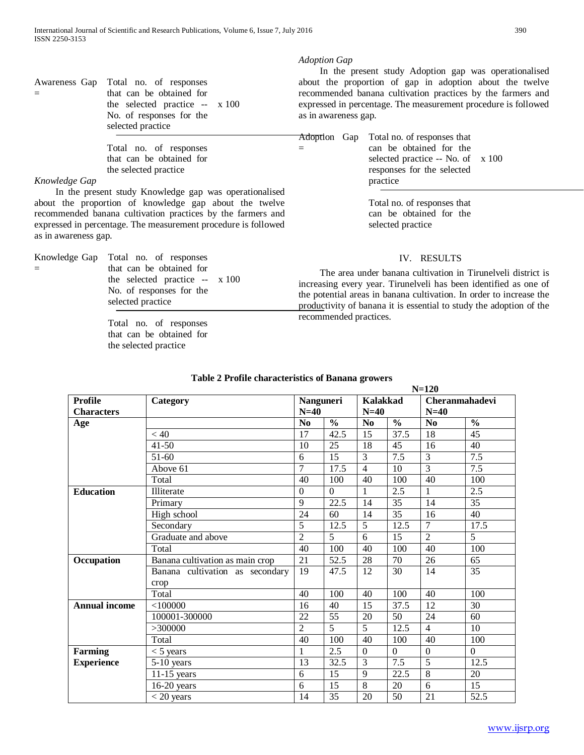$$\text{Awareness Gap} = \frac{\text{Total no. of responses that can be obtained for the selected practice} - \text{No. of responses for the selected practice}}{\text{Total no. of responses that can be obtained for the selected practice}} \times 100$$

*Knowledge Gap*

In the present study Knowledge gap was operationalised about the proportion of knowledge gap about the twelve recommended banana cultivation practices by the farmers and expressed in percentage. The measurement procedure is followed as in awareness gap.

$$\text{Knowledge Gap} = \frac{\text{Total no. of responses that can be obtained for the selected practice} - \text{No. of responses for the selected practice}}{\text{Total no. of responses that can be obtained for the selected practice}} \times 100$$

*Adoption Gap*

In the present study Adoption gap was operationalised about the proportion of gap in adoption about the twelve recommended banana cultivation practices by the farmers and expressed in percentage. The measurement procedure is followed as in awareness gap.

$$\text{Adoption Gap} = \frac{\text{Total no. of responses that can be obtained for the selected practice} - \text{No. of responses for the selected practice}}{\text{Total no. of responses that can be obtained for the selected practice}} \times 100$$

## IV. RESULTS

The area under banana cultivation in Tirunelveli district is increasing every year. Tirunelveli has been identified as one of the potential areas in banana cultivation. In order to increase the productivity of banana it is essential to study the adoption of the recommended practices.

**Table 2 Profile characteristics of Banana growers**

N=120

| Profile Characters | Category | Nanguneri N=40 | | Kalakkad N=40 | | Cheranmahadevi N=40 | |
|---|---|---|---|---|---|---|---|
| **Age** | | No | % | No | % | No | % |
| | < 40 | 17 | 42.5 | 15 | 37.5 | 18 | 45 |
| | 41-50 | 10 | 25 | 18 | 45 | 16 | 40 |
| | 51-60 | 6 | 15 | 3 | 7.5 | 3 | 7.5 |
| | Above 61 | 7 | 17.5 | 4 | 10 | 3 | 7.5 |
| | Total | 40 | 100 | 40 | 100 | 40 | 100 |
| **Education** | Illiterate | 0 | 0 | 1 | 2.5 | 1 | 2.5 |
| | Primary | 9 | 22.5 | 14 | 35 | 14 | 35 |
| | High school | 24 | 60 | 14 | 35 | 16 | 40 |
| | Secondary | 5 | 12.5 | 5 | 12.5 | 7 | 17.5 |
| | Graduate and above | 2 | 5 | 6 | 15 | 2 | 5 |
| | Total | 40 | 100 | 40 | 100 | 40 | 100 |
| **Occupation** | Banana cultivation as main crop | 21 | 52.5 | 28 | 70 | 26 | 65 |
| | Banana cultivation as secondary crop | 19 | 47.5 | 12 | 30 | 14 | 35 |
| | Total | 40 | 100 | 40 | 100 | 40 | 100 |
| **Annual income** | <100000 | 16 | 40 | 15 | 37.5 | 12 | 30 |
| | 100001-300000 | 22 | 55 | 20 | 50 | 24 | 60 |
| | >300000 | 2 | 5 | 5 | 12.5 | 4 | 10 |
| | Total | 40 | 100 | 40 | 100 | 40 | 100 |
| **Farming Experience** | < 5 years | 1 | 2.5 | 0 | 0 | 0 | 0 |
| | 5-10 years | 13 | 32.5 | 3 | 7.5 | 5 | 12.5 |
| | 11-15 years | 6 | 15 | 9 | 22.5 | 8 | 20 |
| | 16-20 years | 6 | 15 | 8 | 20 | 6 | 15 |
| | < 20 years | 14 | 35 | 20 | 50 | 21 | 52.5 |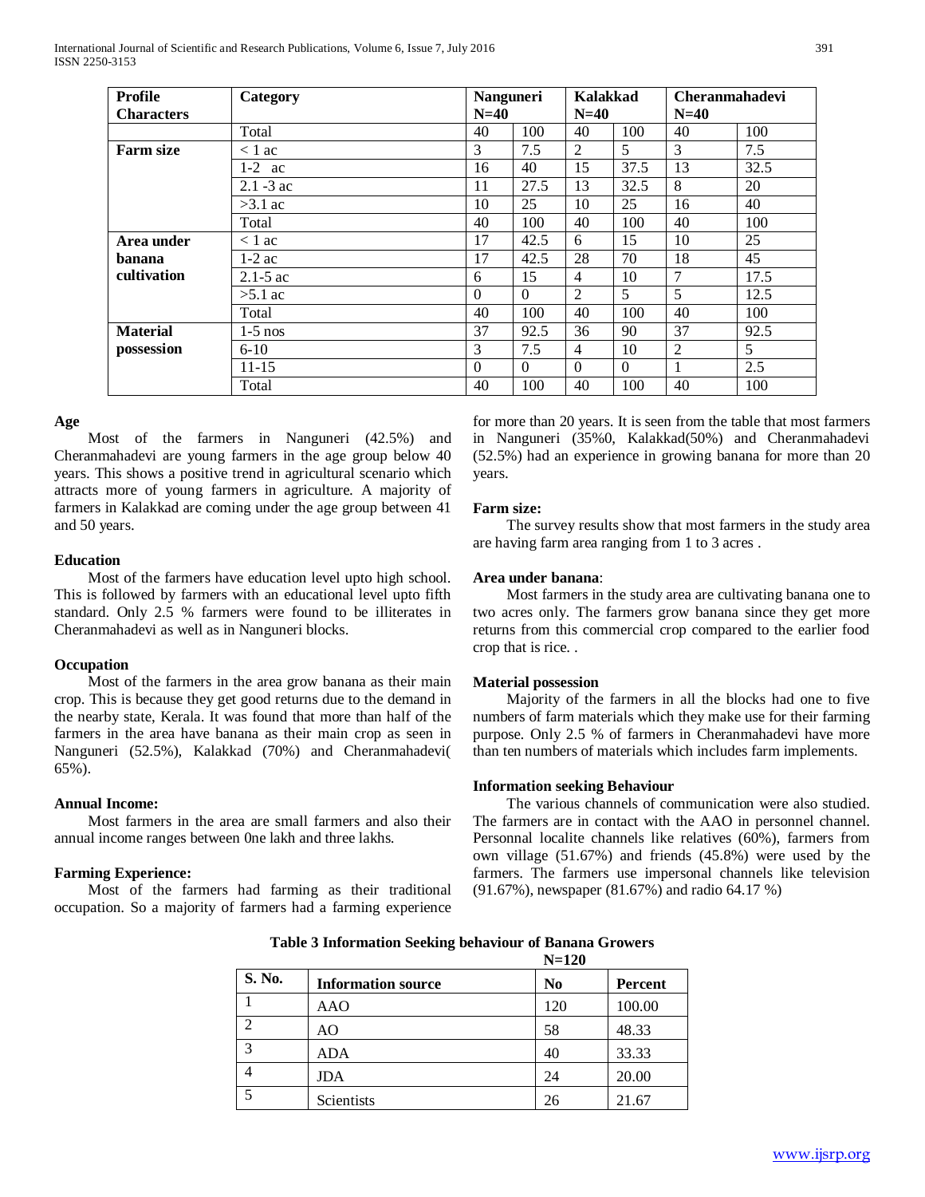| Profile Characters | Category | Nanguneri N=40 | | Kalakkad N=40 | | Cheranmahadevi N=40 | |
|---|---|---|---|---|---|---|---|
| | Total | 40 | 100 | 40 | 100 | 40 | 100 |
| **Farm size** | < 1 ac | 3 | 7.5 | 2 | 5 | 3 | 7.5 |
| | 1-2 ac | 16 | 40 | 15 | 37.5 | 13 | 32.5 |
| | 2.1 -3 ac | 11 | 27.5 | 13 | 32.5 | 8 | 20 |
| | >3.1 ac | 10 | 25 | 10 | 25 | 16 | 40 |
| | Total | 40 | 100 | 40 | 100 | 40 | 100 |
| **Area under banana cultivation** | < 1 ac | 17 | 42.5 | 6 | 15 | 10 | 25 |
| | 1-2 ac | 17 | 42.5 | 28 | 70 | 18 | 45 |
| | 2.1-5 ac | 6 | 15 | 4 | 10 | 7 | 17.5 |
| | >5.1 ac | 0 | 0 | 2 | 5 | 5 | 12.5 |
| | Total | 40 | 100 | 40 | 100 | 40 | 100 |
| **Material possession** | 1-5 nos | 37 | 92.5 | 36 | 90 | 37 | 92.5 |
| | 6-10 | 3 | 7.5 | 4 | 10 | 2 | 5 |
| | 11-15 | 0 | 0 | 0 | 0 | 1 | 2.5 |
| | Total | 40 | 100 | 40 | 100 | 40 | 100 |

**Age**

Most of the farmers in Nanguneri (42.5%) and Cheranmahadevi are young farmers in the age group below 40 years. This shows a positive trend in agricultural scenario which attracts more of young farmers in agriculture. A majority of farmers in Kalakkad are coming under the age group between 41 and 50 years.

**Education**

Most of the farmers have education level upto high school. This is followed by farmers with an educational level upto fifth standard. Only 2.5 % farmers were found to be illiterates in Cheranmahadevi as well as in Nanguneri blocks.

**Occupation**

Most of the farmers in the area grow banana as their main crop. This is because they get good returns due to the demand in the nearby state, Kerala. It was found that more than half of the farmers in the area have banana as their main crop as seen in Nanguneri (52.5%), Kalakkad (70%) and Cheranmahadevi( 65%).

**Annual Income:**

Most farmers in the area are small farmers and also their annual income ranges between 0ne lakh and three lakhs.

**Farming Experience:**

Most of the farmers had farming as their traditional occupation. So a majority of farmers had a farming experience for more than 20 years. It is seen from the table that most farmers in Nanguneri (35%0, Kalakkad(50%) and Cheranmahadevi (52.5%) had an experience in growing banana for more than 20 years.

**Farm size:**

The survey results show that most farmers in the study area are having farm area ranging from 1 to 3 acres .

**Area under banana**:

Most farmers in the study area are cultivating banana one to two acres only. The farmers grow banana since they get more returns from this commercial crop compared to the earlier food crop that is rice. .

**Material possession**

Majority of the farmers in all the blocks had one to five numbers of farm materials which they make use for their farming purpose. Only 2.5 % of farmers in Cheranmahadevi have more than ten numbers of materials which includes farm implements.

**Information seeking Behaviour**

The various channels of communication were also studied. The farmers are in contact with the AAO in personnel channel. Personnal localite channels like relatives (60%), farmers from own village (51.67%) and friends (45.8%) were used by the farmers. The farmers use impersonal channels like television (91.67%), newspaper (81.67%) and radio 64.17 %)

**Table 3 Information Seeking behaviour of Banana Growers**

N=120

| S. No. | Information source | No | Percent |
|---|---|---|---|
| 1 | AAO | 120 | 100.00 |
| 2 | AO | 58 | 48.33 |
| 3 | ADA | 40 | 33.33 |
| 4 | JDA | 24 | 20.00 |
| 5 | Scientists | 26 | 21.67 |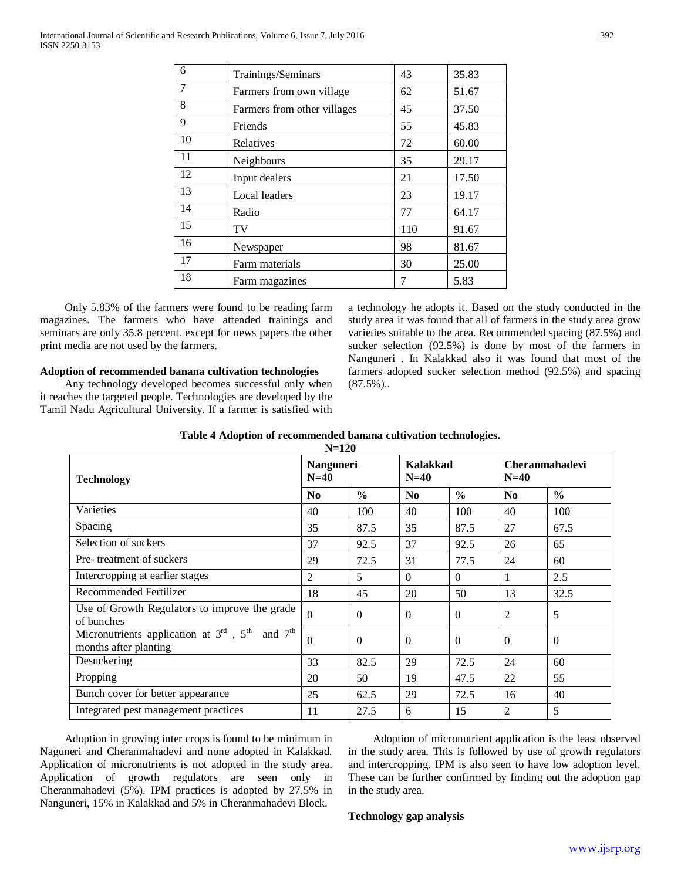| 6 | Trainings/Seminars | 43 | 35.83 |
|---|---|---|---|
| 7 | Farmers from own village | 62 | 51.67 |
| 8 | Farmers from other villages | 45 | 37.50 |
| 9 | Friends | 55 | 45.83 |
| 10 | Relatives | 72 | 60.00 |
| 11 | Neighbours | 35 | 29.17 |
| 12 | Input dealers | 21 | 17.50 |
| 13 | Local leaders | 23 | 19.17 |
| 14 | Radio | 77 | 64.17 |
| 15 | TV | 110 | 91.67 |
| 16 | Newspaper | 98 | 81.67 |
| 17 | Farm materials | 30 | 25.00 |
| 18 | Farm magazines | 7 | 5.83 |

Only 5.83% of the farmers were found to be reading farm magazines. The farmers who have attended trainings and seminars are only 35.8 percent. except for news papers the other print media are not used by the farmers.

**Adoption of recommended banana cultivation technologies**

Any technology developed becomes successful only when it reaches the targeted people. Technologies are developed by the Tamil Nadu Agricultural University. If a farmer is satisfied with a technology he adopts it. Based on the study conducted in the study area it was found that all of farmers in the study area grow varieties suitable to the area. Recommended spacing (87.5%) and sucker selection (92.5%) is done by most of the farmers in Nanguneri . In Kalakkad also it was found that most of the farmers adopted sucker selection method (92.5%) and spacing (87.5%)..

**Table 4 Adoption of recommended banana cultivation technologies.**
**N=120**

| Technology | Nanguneri N=40 | | Kalakkad N=40 | | Cheranmahadevi N=40 | |
|---|---|---|---|---|---|---|
| | **No** | **%** | **No** | **%** | **No** | **%** |
| Varieties | 40 | 100 | 40 | 100 | 40 | 100 |
| Spacing | 35 | 87.5 | 35 | 87.5 | 27 | 67.5 |
| Selection of suckers | 37 | 92.5 | 37 | 92.5 | 26 | 65 |
| Pre- treatment of suckers | 29 | 72.5 | 31 | 77.5 | 24 | 60 |
| Intercropping at earlier stages | 2 | 5 | 0 | 0 | 1 | 2.5 |
| Recommended Fertilizer | 18 | 45 | 20 | 50 | 13 | 32.5 |
| Use of Growth Regulators to improve the grade of bunches | 0 | 0 | 0 | 0 | 2 | 5 |
| Micronutrients application at 3rd , 5th and 7th months after planting | 0 | 0 | 0 | 0 | 0 | 0 |
| Desuckering | 33 | 82.5 | 29 | 72.5 | 24 | 60 |
| Propping | 20 | 50 | 19 | 47.5 | 22 | 55 |
| Bunch cover for better appearance | 25 | 62.5 | 29 | 72.5 | 16 | 40 |
| Integrated pest management practices | 11 | 27.5 | 6 | 15 | 2 | 5 |

Adoption in growing inter crops is found to be minimum in Naguneri and Cheranmahadevi and none adopted in Kalakkad. Application of micronutrients is not adopted in the study area. Application of growth regulators are seen only in Cheranmahadevi (5%). IPM practices is adopted by 27.5% in Nanguneri, 15% in Kalakkad and 5% in Cheranmahadevi Block.

Adoption of micronutrient application is the least observed in the study area. This is followed by use of growth regulators and intercropping. IPM is also seen to have low adoption level. These can be further confirmed by finding out the adoption gap in the study area.

**Technology gap analysis**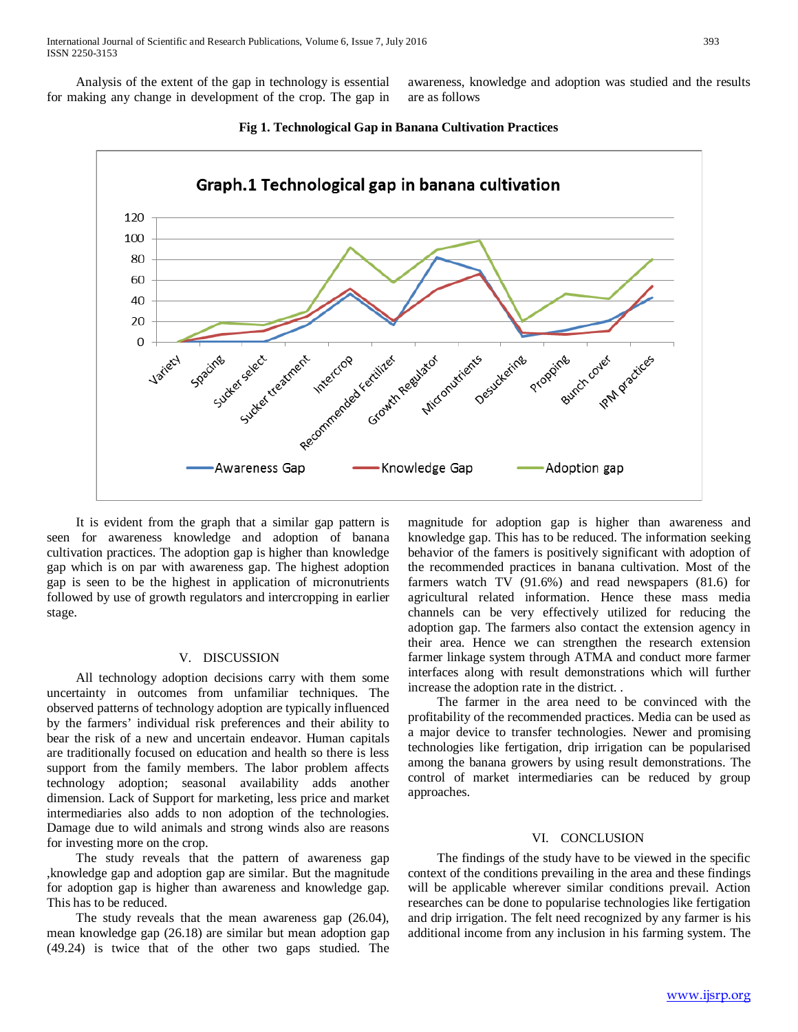Analysis of the extent of the gap in technology is essential for making any change in development of the crop. The gap in awareness, knowledge and adoption was studied and the results are as follows

**Fig 1. Technological Gap in Banana Cultivation Practices**

It is evident from the graph that a similar gap pattern is seen for awareness knowledge and adoption of banana cultivation practices. The adoption gap is higher than knowledge gap which is on par with awareness gap. The highest adoption gap is seen to be the highest in application of micronutrients followed by use of growth regulators and intercropping in earlier stage.

## V. DISCUSSION

All technology adoption decisions carry with them some uncertainty in outcomes from unfamiliar techniques. The observed patterns of technology adoption are typically influenced by the farmers' individual risk preferences and their ability to bear the risk of a new and uncertain endeavor. Human capitals are traditionally focused on education and health so there is less support from the family members. The labor problem affects technology adoption; seasonal availability adds another dimension. Lack of Support for marketing, less price and market intermediaries also adds to non adoption of the technologies. Damage due to wild animals and strong winds also are reasons for investing more on the crop.

The study reveals that the pattern of awareness gap ,knowledge gap and adoption gap are similar. But the magnitude for adoption gap is higher than awareness and knowledge gap. This has to be reduced.

The study reveals that the mean awareness gap (26.04), mean knowledge gap (26.18) are similar but mean adoption gap (49.24) is twice that of the other two gaps studied. The magnitude for adoption gap is higher than awareness and knowledge gap. This has to be reduced. The information seeking behavior of the famers is positively significant with adoption of the recommended practices in banana cultivation. Most of the farmers watch TV (91.6%) and read newspapers (81.6) for agricultural related information. Hence these mass media channels can be very effectively utilized for reducing the adoption gap. The farmers also contact the extension agency in their area. Hence we can strengthen the research extension farmer linkage system through ATMA and conduct more farmer interfaces along with result demonstrations which will further increase the adoption rate in the district. .

The farmer in the area need to be convinced with the profitability of the recommended practices. Media can be used as a major device to transfer technologies. Newer and promising technologies like fertigation, drip irrigation can be popularised among the banana growers by using result demonstrations. The control of market intermediaries can be reduced by group approaches.

## VI. CONCLUSION

The findings of the study have to be viewed in the specific context of the conditions prevailing in the area and these findings will be applicable wherever similar conditions prevail. Action researches can be done to popularise technologies like fertigation and drip irrigation. The felt need recognized by any farmer is his additional income from any inclusion in his farming system. The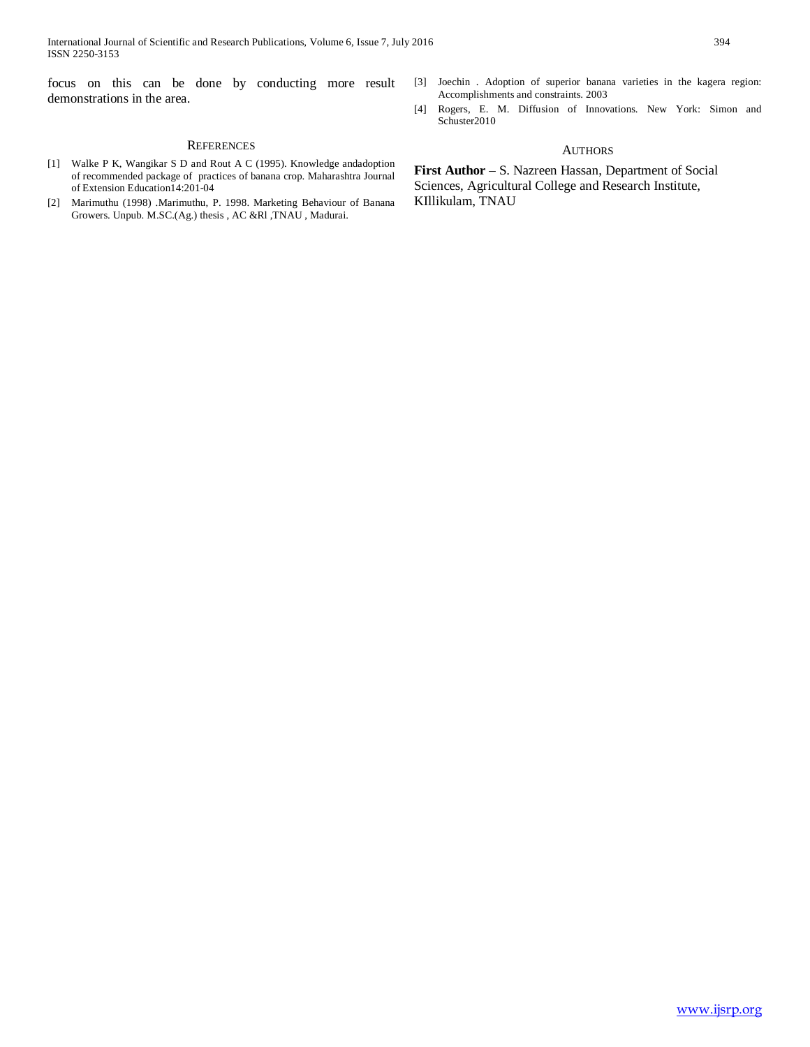focus on this can be done by conducting more result demonstrations in the area.

## REFERENCES

[1] Walke P K, Wangikar S D and Rout A C (1995). Knowledge andadoption of recommended package of practices of banana crop. Maharashtra Journal of Extension Education14:201-04

[2] Marimuthu (1998) .Marimuthu, P. 1998. Marketing Behaviour of Banana Growers. Unpub. M.SC.(Ag.) thesis , AC &Rl ,TNAU , Madurai.

[3] Joechin . Adoption of superior banana varieties in the kagera region: Accomplishments and constraints. 2003

[4] Rogers, E. M. Diffusion of Innovations. New York: Simon and Schuster2010

## AUTHORS

**First Author** – S. Nazreen Hassan, Department of Social Sciences, Agricultural College and Research Institute, KIllikulam, TNAU